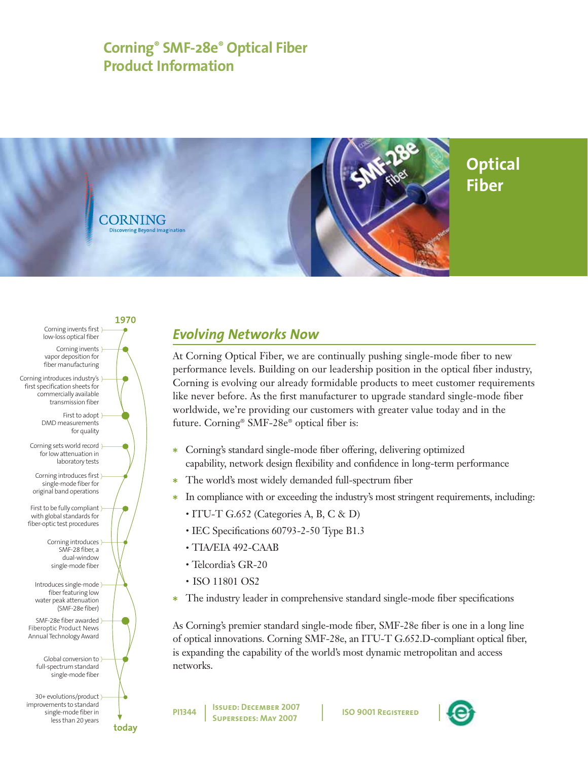# Corning® SMF-28e® Optical Fiber Product Information

Optical Fiber

CORNING
Discovering Beyond Imagination

**1970**

- Corning invents first low-loss optical fiber
- Corning invents vapor deposition for fiber manufacturing
- Corning introduces industry's first specification sheets for commercially available transmission fiber
- First to adopt DMD measurements for quality
- Corning sets world record for low attenuation in laboratory tests
- Corning introduces first single-mode fiber for original band operations
- First to be fully compliant with global standards for fiber-optic test procedures
- Corning introduces SMF-28 fiber, a dual-window single-mode fiber
- Introduces single-mode fiber featuring low water peak attenuation (SMF-28e fiber)
- SMF-28e fiber awarded Fiberoptic Product News Annual Technology Award
- Global conversion to full-spectrum standard single-mode fiber
- 30+ evolutions/product improvements to standard single-mode fiber in less than 20 years

**today**

## *Evolving Networks Now*

At Corning Optical Fiber, we are continually pushing single-mode fiber to new performance levels. Building on our leadership position in the optical fiber industry, Corning is evolving our already formidable products to meet customer requirements like never before. As the first manufacturer to upgrade standard single-mode fiber worldwide, we're providing our customers with greater value today and in the future. Corning® SMF-28e® optical fiber is:

- Corning's standard single-mode fiber offering, delivering optimized capability, network design flexibility and confidence in long-term performance
- The world's most widely demanded full-spectrum fiber
- In compliance with or exceeding the industry's most stringent requirements, including:
  - ITU-T G.652 (Categories A, B, C & D)
  - IEC Specifications 60793-2-50 Type B1.3
  - TIA/EIA 492-CAAB
  - Telcordia's GR-20
  - ISO 11801 OS2
- The industry leader in comprehensive standard single-mode fiber specifications

As Corning's premier standard single-mode fiber, SMF-28e fiber is one in a long line of optical innovations. Corning SMF-28e, an ITU-T G.652.D-compliant optical fiber, is expanding the capability of the world's most dynamic metropolitan and access networks.

PI1344 | Issued: December 2007 Supersedes: May 2007 | ISO 9001 Registered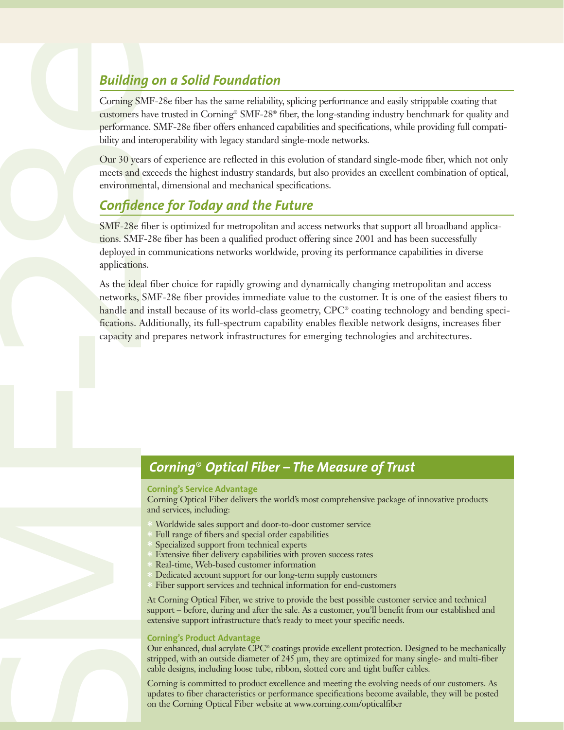## *Building on a Solid Foundation*

Corning SMF-28e fiber has the same reliability, splicing performance and easily strippable coating that customers have trusted in Corning® SMF-28® fiber, the long-standing industry benchmark for quality and performance. SMF-28e fiber offers enhanced capabilities and specifications, while providing full compatibility and interoperability with legacy standard single-mode networks.

Our 30 years of experience are reflected in this evolution of standard single-mode fiber, which not only meets and exceeds the highest industry standards, but also provides an excellent combination of optical, environmental, dimensional and mechanical specifications.

## *Confidence for Today and the Future*

SMF-28e fiber is optimized for metropolitan and access networks that support all broadband applications. SMF-28e fiber has been a qualified product offering since 2001 and has been successfully deployed in communications networks worldwide, proving its performance capabilities in diverse applications.

As the ideal fiber choice for rapidly growing and dynamically changing metropolitan and access networks, SMF-28e fiber provides immediate value to the customer. It is one of the easiest fibers to handle and install because of its world-class geometry, CPC® coating technology and bending specifications. Additionally, its full-spectrum capability enables flexible network designs, increases fiber capacity and prepares network infrastructures for emerging technologies and architectures.

## *Corning® Optical Fiber – The Measure of Trust*

### Corning's Service Advantage

Corning Optical Fiber delivers the world's most comprehensive package of innovative products and services, including:

- Worldwide sales support and door-to-door customer service
- Full range of fibers and special order capabilities
- Specialized support from technical experts
- Extensive fiber delivery capabilities with proven success rates
- Real-time, Web-based customer information
- Dedicated account support for our long-term supply customers
- Fiber support services and technical information for end-customers

At Corning Optical Fiber, we strive to provide the best possible customer service and technical support – before, during and after the sale. As a customer, you'll benefit from our established and extensive support infrastructure that's ready to meet your specific needs.

### Corning's Product Advantage

Our enhanced, dual acrylate CPC® coatings provide excellent protection. Designed to be mechanically stripped, with an outside diameter of 245 µm, they are optimized for many single- and multi-fiber cable designs, including loose tube, ribbon, slotted core and tight buffer cables.

Corning is committed to product excellence and meeting the evolving needs of our customers. As updates to fiber characteristics or performance specifications become available, they will be posted on the Corning Optical Fiber website at www.corning.com/opticalfiber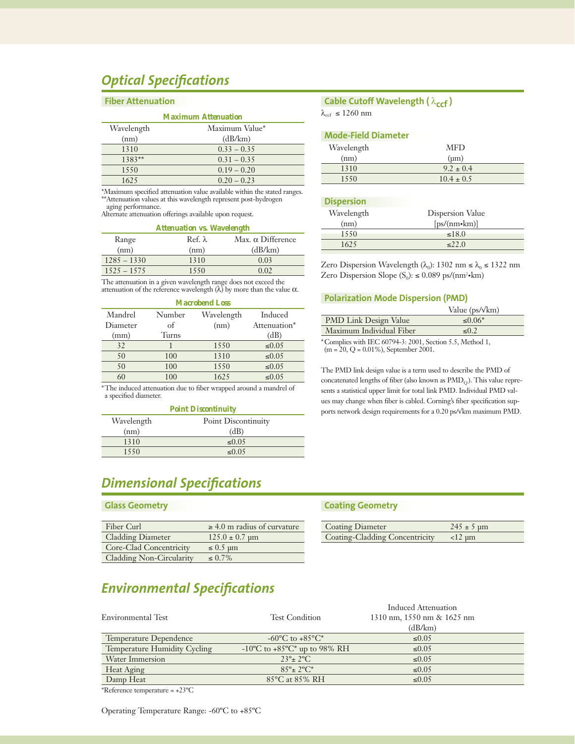# Optical Specifications

## Fiber Attenuation

**Maximum Attenuation**

| Wavelength (nm) | Maximum Value* (dB/km) |
|---|---|
| 1310 | 0.33 – 0.35 |
| 1383** | 0.31 – 0.35 |
| 1550 | 0.19 – 0.20 |
| 1625 | 0.20 – 0.23 |

*Maximum specified attenuation value available within the stated ranges.
**Attenuation values at this wavelength represent post-hydrogen aging performance.
Alternate attenuation offerings available upon request.

**Attenuation vs. Wavelength**

| Range (nm) | Ref. λ (nm) | Max. α Difference (dB/km) |
|---|---|---|
| 1285 – 1330 | 1310 | 0.03 |
| 1525 – 1575 | 1550 | 0.02 |

The attenuation in a given wavelength range does not exceed the attenuation of the reference wavelength (λ) by more than the value α.

**Macrobend Loss**

| Mandrel Diameter (mm) | Number of Turns | Wavelength (nm) | Induced Attenuation* (dB) |
|---|---|---|---|
| 32 | 1 | 1550 | ≤0.05 |
| 50 | 100 | 1310 | ≤0.05 |
| 50 | 100 | 1550 | ≤0.05 |
| 60 | 100 | 1625 | ≤0.05 |

*The induced attenuation due to fiber wrapped around a mandrel of a specified diameter.

**Point Discontinuity**

| Wavelength (nm) | Point Discontinuity (dB) |
|---|---|
| 1310 | ≤0.05 |
| 1550 | ≤0.05 |

## Cable Cutoff Wavelength ($\lambda_{ccf}$)

$\lambda_{ccf} \leq 1260$ nm

## Mode-Field Diameter

| Wavelength (nm) | MFD (μm) |
|---|---|
| 1310 | 9.2 ± 0.4 |
| 1550 | 10.4 ± 0.5 |

## Dispersion

| Wavelength (nm) | Dispersion Value [ps/(nm•km)] |
|---|---|
| 1550 | ≤18.0 |
| 1625 | ≤22.0 |

Zero Dispersion Wavelength ($\lambda_0$): 1302 nm ≤ $\lambda_0$ ≤ 1322 nm
Zero Dispersion Slope ($S_0$): ≤ 0.089 ps/(nm²•km)

## Polarization Mode Dispersion (PMD)

| | Value (ps/√km) |
|---|---|
| PMD Link Design Value | ≤0.06* |
| Maximum Individual Fiber | ≤0.2 |

*Complies with IEC 60794-3: 2001, Section 5.5, Method 1, (m = 20, Q = 0.01%), September 2001.

The PMD link design value is a term used to describe the PMD of concatenated lengths of fiber (also known as $PMD_Q$). This value represents a statistical upper limit for total link PMD. Individual PMD values may change when fiber is cabled. Corning's fiber specification supports network design requirements for a 0.20 ps/√km maximum PMD.

# Dimensional Specifications

## Glass Geometry

| | |
|---|---|
| Fiber Curl | ≥ 4.0 m radius of curvature |
| Cladding Diameter | 125.0 ± 0.7 μm |
| Core-Clad Concentricity | ≤ 0.5 μm |
| Cladding Non-Circularity | ≤ 0.7% |

## Coating Geometry

| | |
|---|---|
| Coating Diameter | 245 ± 5 μm |
| Coating-Cladding Concentricity | <12 μm |

# Environmental Specifications

| Environmental Test | Test Condition | Induced Attenuation 1310 nm, 1550 nm & 1625 nm (dB/km) |
|---|---|---|
| Temperature Dependence | -60°C to +85°C* | ≤0.05 |
| Temperature Humidity Cycling | -10°C to +85°C* up to 98% RH | ≤0.05 |
| Water Immersion | 23°± 2°C | ≤0.05 |
| Heat Aging | 85°± 2°C* | ≤0.05 |
| Damp Heat | 85°C at 85% RH | ≤0.05 |

*Reference temperature = +23°C

Operating Temperature Range: -60°C to +85°C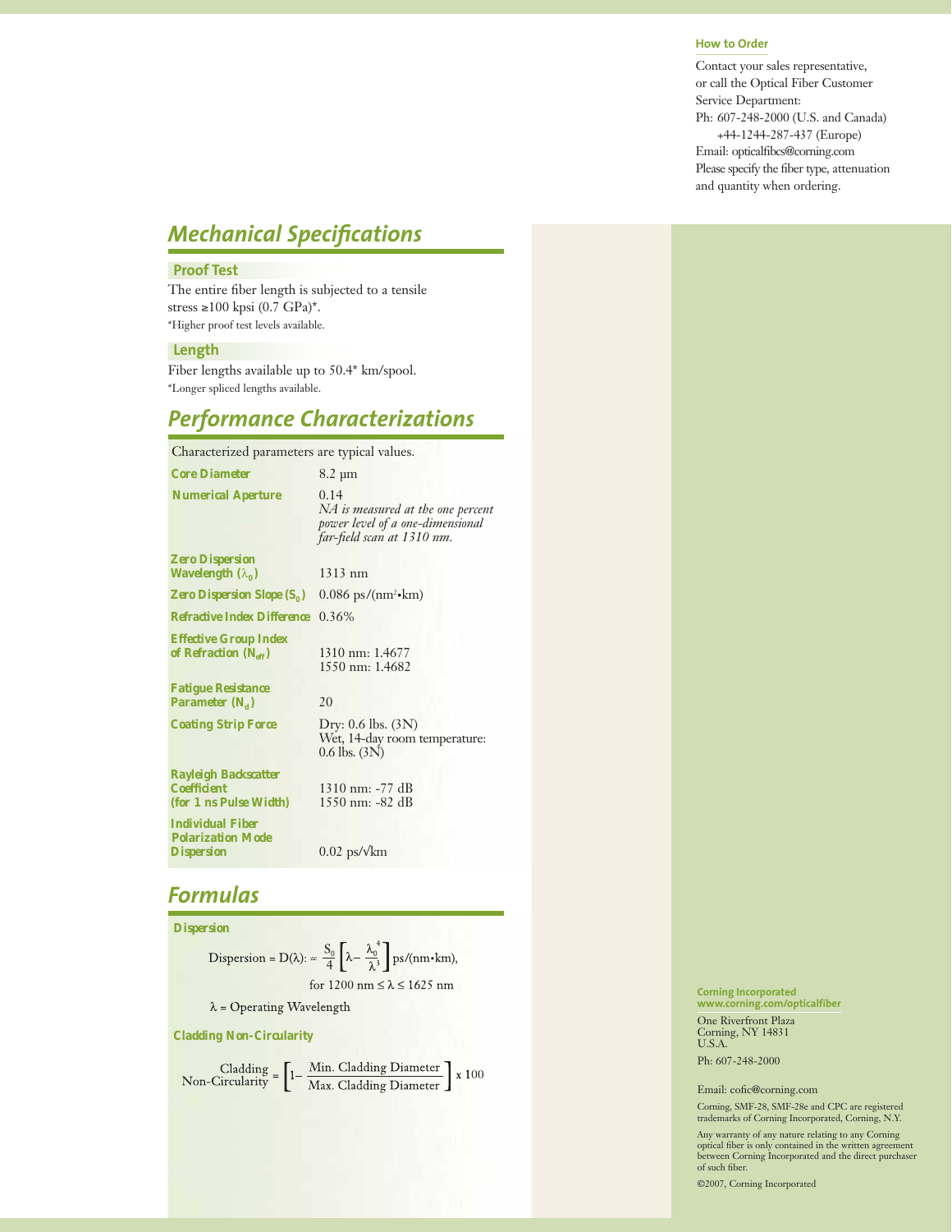### How to Order

Contact your sales representative, or call the Optical Fiber Customer Service Department:
Ph: 607-248-2000 (U.S. and Canada)
+44-1244-287-437 (Europe)
Email: opticalfibcs@corning.com
Please specify the fiber type, attenuation and quantity when ordering.

## Mechanical Specifications

### Proof Test

The entire fiber length is subjected to a tensile stress ≥100 kpsi (0.7 GPa)*.
*Higher proof test levels available.

### Length

Fiber lengths available up to 50.4* km/spool.
*Longer spliced lengths available.

## Performance Characterizations

Characterized parameters are typical values.

| | |
|---|---|
| **Core Diameter** | 8.2 µm |
| **Numerical Aperture** | 0.14<br>*NA is measured at the one percent power level of a one-dimensional far-field scan at 1310 nm.* |
| **Zero Dispersion Wavelength ($\lambda_0$)** | 1313 nm |
| **Zero Dispersion Slope ($S_0$)** | 0.086 ps/(nm$^2$•km) |
| **Refractive Index Difference** | 0.36% |
| **Effective Group Index of Refraction ($N_{eff}$)** | 1310 nm: 1.4677<br>1550 nm: 1.4682 |
| **Fatigue Resistance Parameter ($N_d$)** | 20 |
| **Coating Strip Force** | Dry: 0.6 lbs. (3N)<br>Wet, 14-day room temperature: 0.6 lbs. (3N) |
| **Rayleigh Backscatter Coefficient (for 1 ns Pulse Width)** | 1310 nm: -77 dB<br>1550 nm: -82 dB |
| **Individual Fiber Polarization Mode Dispersion** | 0.02 ps/√km |

## Formulas

### Dispersion

$$\text{Dispersion} = D(\lambda) \approx \frac{S_0}{4}\left[\lambda - \frac{\lambda_0^4}{\lambda^3}\right] \text{ps/(nm•km)},$$

for 1200 nm ≤ λ ≤ 1625 nm

λ = Operating Wavelength

### Cladding Non-Circularity

$$\text{Cladding Non-Circularity} = \left[1 - \frac{\text{Min. Cladding Diameter}}{\text{Max. Cladding Diameter}}\right] \times 100$$

**Corning Incorporated**
**www.corning.com/opticalfiber**

One Riverfront Plaza
Corning, NY 14831
U.S.A.

Ph: 607-248-2000

Email: cofic@corning.com

Corning, SMF-28, SMF-28e and CPC are registered trademarks of Corning Incorporated, Corning, N.Y.

Any warranty of any nature relating to any Corning optical fiber is only contained in the written agreement between Corning Incorporated and the direct purchaser of such fiber.

©2007, Corning Incorporated